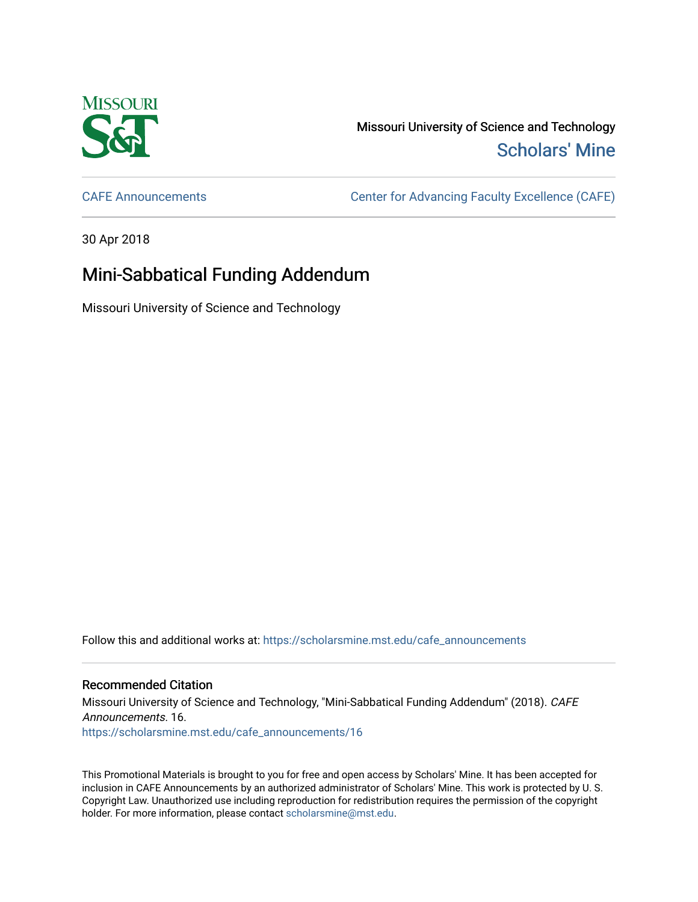Missouri University of Science and Technology

Scholars' Mine

CAFE Announcements

Center for Advancing Faculty Excellence (CAFE)

30 Apr 2018

# Mini-Sabbatical Funding Addendum

Missouri University of Science and Technology

Follow this and additional works at: https://scholarsmine.mst.edu/cafe_announcements

## Recommended Citation

Missouri University of Science and Technology, "Mini-Sabbatical Funding Addendum" (2018). *CAFE Announcements*. 16.
https://scholarsmine.mst.edu/cafe_announcements/16

This Promotional Materials is brought to you for free and open access by Scholars' Mine. It has been accepted for inclusion in CAFE Announcements by an authorized administrator of Scholars' Mine. This work is protected by U. S. Copyright Law. Unauthorized use including reproduction for redistribution requires the permission of the copyright holder. For more information, please contact scholarsmine@mst.edu.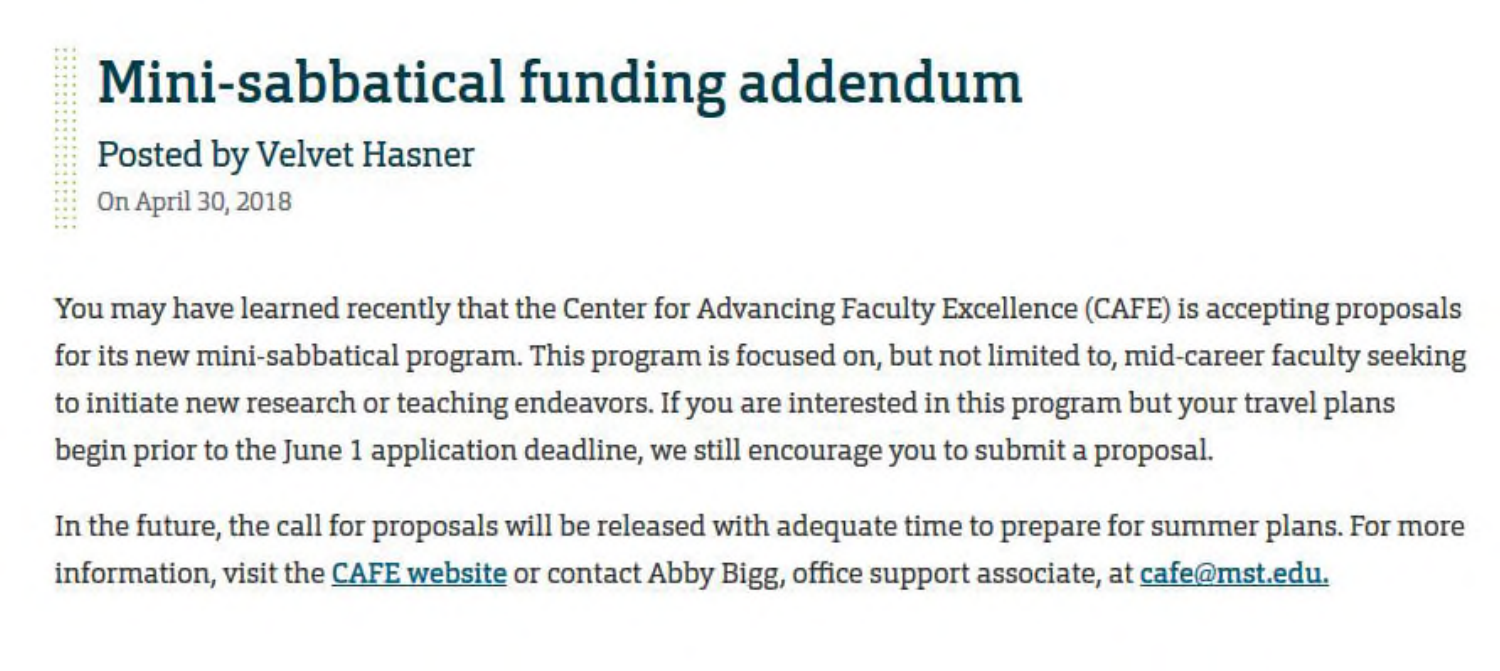# Mini-sabbatical funding addendum

Posted by Velvet Hasner

On April 30, 2018

You may have learned recently that the Center for Advancing Faculty Excellence (CAFE) is accepting proposals for its new mini-sabbatical program. This program is focused on, but not limited to, mid-career faculty seeking to initiate new research or teaching endeavors. If you are interested in this program but your travel plans begin prior to the June 1 application deadline, we still encourage you to submit a proposal.

In the future, the call for proposals will be released with adequate time to prepare for summer plans. For more information, visit the CAFE website or contact Abby Bigg, office support associate, at cafe@mst.edu.